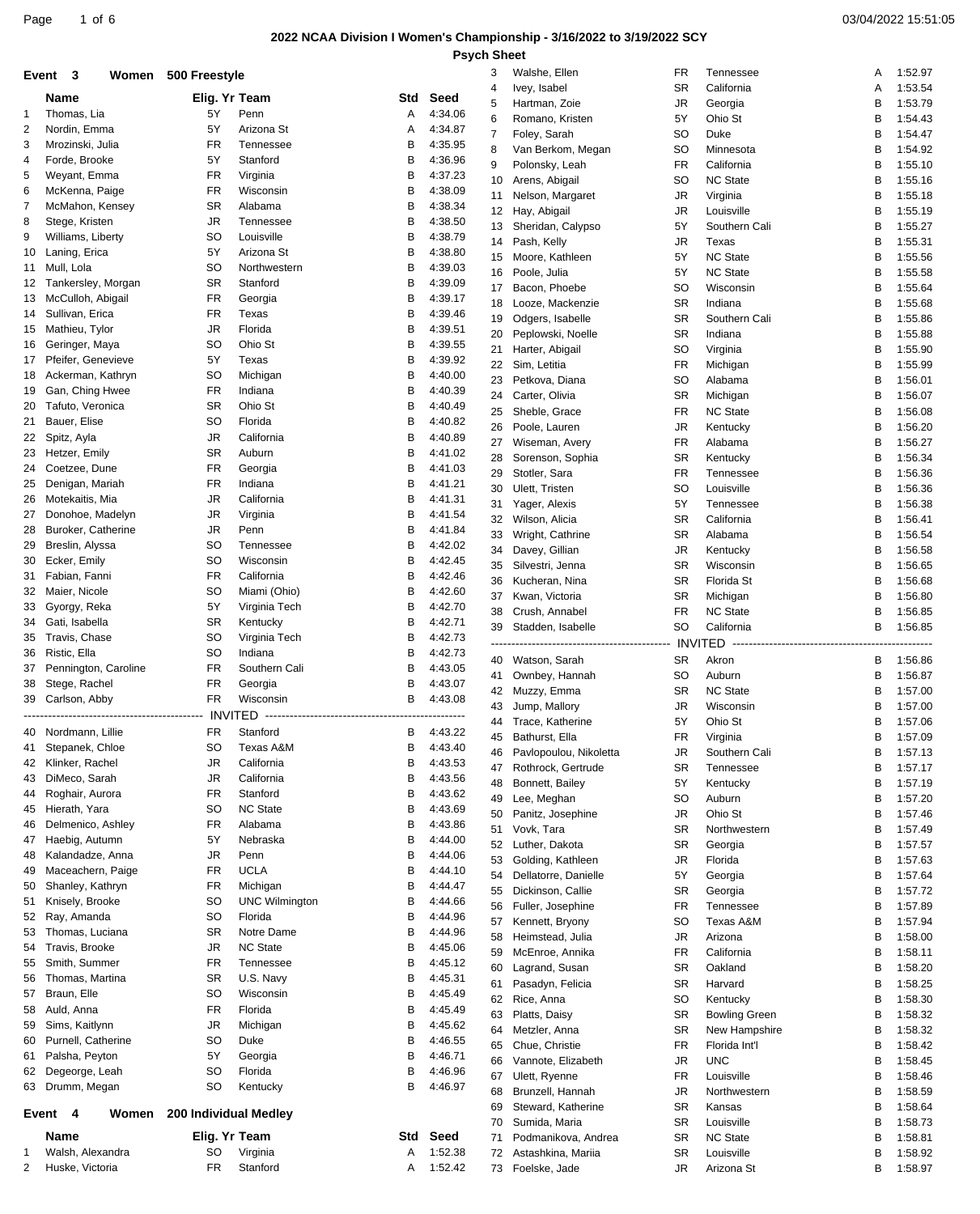## 2022 NCAA Division I Women's Championship - 3/16/2022 to 3/19/2022 SCY

### Psych Sheet

### Event 3 Women 500 Freestyle

| | Name | Elig. Yr | Team | Std | Seed |
|---|---|---|---|---|---|
| 1 | Thomas, Lia | 5Y | Penn | A | 4:34.06 |
| 2 | Nordin, Emma | 5Y | Arizona St | A | 4:34.87 |
| 3 | Mrozinski, Julia | FR | Tennessee | B | 4:35.95 |
| 4 | Forde, Brooke | 5Y | Stanford | B | 4:36.96 |
| 5 | Weyant, Emma | FR | Virginia | B | 4:37.23 |
| 6 | McKenna, Paige | FR | Wisconsin | B | 4:38.09 |
| 7 | McMahon, Kensey | SR | Alabama | B | 4:38.34 |
| 8 | Stege, Kristen | JR | Tennessee | B | 4:38.50 |
| 9 | Williams, Liberty | SO | Louisville | B | 4:38.79 |
| 10 | Laning, Erica | 5Y | Arizona St | B | 4:38.80 |
| 11 | Mull, Lola | SO | Northwestern | B | 4:39.03 |
| 12 | Tankersley, Morgan | SR | Stanford | B | 4:39.09 |
| 13 | McCulloh, Abigail | FR | Georgia | B | 4:39.17 |
| 14 | Sullivan, Erica | FR | Texas | B | 4:39.46 |
| 15 | Mathieu, Tylor | JR | Florida | B | 4:39.51 |
| 16 | Geringer, Maya | SO | Ohio St | B | 4:39.55 |
| 17 | Pfeifer, Genevieve | 5Y | Texas | B | 4:39.92 |
| 18 | Ackerman, Kathryn | SO | Michigan | B | 4:40.00 |
| 19 | Gan, Ching Hwee | FR | Indiana | B | 4:40.39 |
| 20 | Tafuto, Veronica | SR | Ohio St | B | 4:40.49 |
| 21 | Bauer, Elise | SO | Florida | B | 4:40.82 |
| 22 | Spitz, Ayla | JR | California | B | 4:40.89 |
| 23 | Hetzer, Emily | SR | Auburn | B | 4:41.02 |
| 24 | Coetzee, Dune | FR | Georgia | B | 4:41.03 |
| 25 | Denigan, Mariah | FR | Indiana | B | 4:41.21 |
| 26 | Motekaitis, Mia | JR | California | B | 4:41.31 |
| 27 | Donohoe, Madelyn | JR | Virginia | B | 4:41.54 |
| 28 | Buroker, Catherine | JR | Penn | B | 4:41.84 |
| 29 | Breslin, Alyssa | SO | Tennessee | B | 4:42.02 |
| 30 | Ecker, Emily | SO | Wisconsin | B | 4:42.45 |
| 31 | Fabian, Fanni | FR | California | B | 4:42.46 |
| 32 | Maier, Nicole | SO | Miami (Ohio) | B | 4:42.60 |
| 33 | Gyorgy, Reka | 5Y | Virginia Tech | B | 4:42.70 |
| 34 | Gati, Isabella | SR | Kentucky | B | 4:42.71 |
| 35 | Travis, Chase | SO | Virginia Tech | B | 4:42.73 |
| 36 | Ristic, Ella | SO | Indiana | B | 4:42.73 |
| 37 | Pennington, Caroline | FR | Southern Cali | B | 4:43.05 |
| 38 | Stege, Rachel | FR | Georgia | B | 4:43.07 |
| 39 | Carlson, Abby | FR | Wisconsin | B | 4:43.08 |
| | INVITED | | | | |
| 40 | Nordmann, Lillie | FR | Stanford | B | 4:43.22 |
| 41 | Stepanek, Chloe | SO | Texas A&M | B | 4:43.40 |
| 42 | Klinker, Rachel | JR | California | B | 4:43.53 |
| 43 | DiMeco, Sarah | JR | California | B | 4:43.56 |
| 44 | Roghair, Aurora | FR | Stanford | B | 4:43.62 |
| 45 | Hierath, Yara | SO | NC State | B | 4:43.69 |
| 46 | Delmenico, Ashley | FR | Alabama | B | 4:43.86 |
| 47 | Haebig, Autumn | 5Y | Nebraska | B | 4:44.00 |
| 48 | Kalandadze, Anna | JR | Penn | B | 4:44.06 |
| 49 | Maceachern, Paige | FR | UCLA | B | 4:44.10 |
| 50 | Shanley, Kathryn | FR | Michigan | B | 4:44.47 |
| 51 | Knisely, Brooke | SO | UNC Wilmington | B | 4:44.66 |
| 52 | Ray, Amanda | SO | Florida | B | 4:44.96 |
| 53 | Thomas, Luciana | SR | Notre Dame | B | 4:44.96 |
| 54 | Travis, Brooke | JR | NC State | B | 4:45.06 |
| 55 | Smith, Summer | FR | Tennessee | B | 4:45.12 |
| 56 | Thomas, Martina | SR | U.S. Navy | B | 4:45.31 |
| 57 | Braun, Elle | SO | Wisconsin | B | 4:45.49 |
| 58 | Auld, Anna | FR | Florida | B | 4:45.49 |
| 59 | Sims, Kaitlynn | JR | Michigan | B | 4:45.62 |
| 60 | Purnell, Catherine | SO | Duke | B | 4:46.55 |
| 61 | Palsha, Peyton | 5Y | Georgia | B | 4:46.71 |
| 62 | Degeorge, Leah | SO | Florida | B | 4:46.96 |
| 63 | Drumm, Megan | SO | Kentucky | B | 4:46.97 |

### Event 4 Women 200 Individual Medley

| | Name | Elig. Yr | Team | Std | Seed |
|---|---|---|---|---|---|
| 1 | Walsh, Alexandra | SO | Virginia | A | 1:52.38 |
| 2 | Huske, Victoria | FR | Stanford | A | 1:52.42 |
| 3 | Walshe, Ellen | FR | Tennessee | A | 1:52.97 |
| 4 | Ivey, Isabel | SR | California | A | 1:53.54 |
| 5 | Hartman, Zoie | JR | Georgia | B | 1:53.79 |
| 6 | Romano, Kristen | 5Y | Ohio St | B | 1:54.43 |
| 7 | Foley, Sarah | SO | Duke | B | 1:54.47 |
| 8 | Van Berkom, Megan | SO | Minnesota | B | 1:54.92 |
| 9 | Polonsky, Leah | FR | California | B | 1:55.10 |
| 10 | Arens, Abigail | SO | NC State | B | 1:55.16 |
| 11 | Nelson, Margaret | JR | Virginia | B | 1:55.18 |
| 12 | Hay, Abigail | JR | Louisville | B | 1:55.19 |
| 13 | Sheridan, Calypso | 5Y | Southern Cali | B | 1:55.27 |
| 14 | Pash, Kelly | JR | Texas | B | 1:55.31 |
| 15 | Moore, Kathleen | 5Y | NC State | B | 1:55.56 |
| 16 | Poole, Julia | 5Y | NC State | B | 1:55.58 |
| 17 | Bacon, Phoebe | SO | Wisconsin | B | 1:55.64 |
| 18 | Looze, Mackenzie | SR | Indiana | B | 1:55.68 |
| 19 | Odgers, Isabelle | SR | Southern Cali | B | 1:55.86 |
| 20 | Peplowski, Noelle | SR | Indiana | B | 1:55.88 |
| 21 | Harter, Abigail | SO | Virginia | B | 1:55.90 |
| 22 | Sim, Letitia | FR | Michigan | B | 1:55.99 |
| 23 | Petkova, Diana | SO | Alabama | B | 1:56.01 |
| 24 | Carter, Olivia | SR | Michigan | B | 1:56.07 |
| 25 | Sheble, Grace | FR | NC State | B | 1:56.08 |
| 26 | Poole, Lauren | JR | Kentucky | B | 1:56.20 |
| 27 | Wiseman, Avery | FR | Alabama | B | 1:56.27 |
| 28 | Sorenson, Sophia | SR | Kentucky | B | 1:56.34 |
| 29 | Stotler, Sara | FR | Tennessee | B | 1:56.36 |
| 30 | Ulett, Tristen | SO | Louisville | B | 1:56.36 |
| 31 | Yager, Alexis | 5Y | Tennessee | B | 1:56.38 |
| 32 | Wilson, Alicia | SR | California | B | 1:56.41 |
| 33 | Wright, Cathrine | SR | Alabama | B | 1:56.54 |
| 34 | Davey, Gillian | JR | Kentucky | B | 1:56.58 |
| 35 | Silvestri, Jenna | SR | Wisconsin | B | 1:56.65 |
| 36 | Kucheran, Nina | SR | Florida St | B | 1:56.68 |
| 37 | Kwan, Victoria | SR | Michigan | B | 1:56.80 |
| 38 | Crush, Annabel | FR | NC State | B | 1:56.85 |
| 39 | Stadden, Isabelle | SO | California | B | 1:56.85 |
| | INVITED | | | | |
| 40 | Watson, Sarah | SR | Akron | B | 1:56.86 |
| 41 | Ownbey, Hannah | SO | Auburn | B | 1:56.87 |
| 42 | Muzzy, Emma | SR | NC State | B | 1:57.00 |
| 43 | Jump, Mallory | JR | Wisconsin | B | 1:57.00 |
| 44 | Trace, Katherine | 5Y | Ohio St | B | 1:57.06 |
| 45 | Bathurst, Ella | FR | Virginia | B | 1:57.09 |
| 46 | Pavlopoulou, Nikoletta | JR | Southern Cali | B | 1:57.13 |
| 47 | Rothrock, Gertrude | SR | Tennessee | B | 1:57.17 |
| 48 | Bonnett, Bailey | 5Y | Kentucky | B | 1:57.19 |
| 49 | Lee, Meghan | SO | Auburn | B | 1:57.20 |
| 50 | Panitz, Josephine | JR | Ohio St | B | 1:57.46 |
| 51 | Vovk, Tara | SR | Northwestern | B | 1:57.49 |
| 52 | Luther, Dakota | SR | Georgia | B | 1:57.57 |
| 53 | Golding, Kathleen | JR | Florida | B | 1:57.63 |
| 54 | Dellatorre, Danielle | 5Y | Georgia | B | 1:57.64 |
| 55 | Dickinson, Callie | SR | Georgia | B | 1:57.72 |
| 56 | Fuller, Josephine | FR | Tennessee | B | 1:57.89 |
| 57 | Kennett, Bryony | SO | Texas A&M | B | 1:57.94 |
| 58 | Heimstead, Julia | JR | Arizona | B | 1:58.00 |
| 59 | McEnroe, Annika | FR | California | B | 1:58.11 |
| 60 | Lagrand, Susan | SR | Oakland | B | 1:58.20 |
| 61 | Pasadyn, Felicia | SR | Harvard | B | 1:58.25 |
| 62 | Rice, Anna | SO | Kentucky | B | 1:58.30 |
| 63 | Platts, Daisy | SR | Bowling Green | B | 1:58.32 |
| 64 | Metzler, Anna | SR | New Hampshire | B | 1:58.32 |
| 65 | Chue, Christie | FR | Florida Int'l | B | 1:58.42 |
| 66 | Vannote, Elizabeth | JR | UNC | B | 1:58.45 |
| 67 | Ulett, Ryenne | FR | Louisville | B | 1:58.46 |
| 68 | Brunzell, Hannah | JR | Northwestern | B | 1:58.59 |
| 69 | Steward, Katherine | SR | Kansas | B | 1:58.64 |
| 70 | Sumida, Maria | SR | Louisville | B | 1:58.73 |
| 71 | Podmanikova, Andrea | SR | NC State | B | 1:58.81 |
| 72 | Astashkina, Mariia | SR | Louisville | B | 1:58.92 |
| 73 | Foelske, Jade | JR | Arizona St | B | 1:58.97 |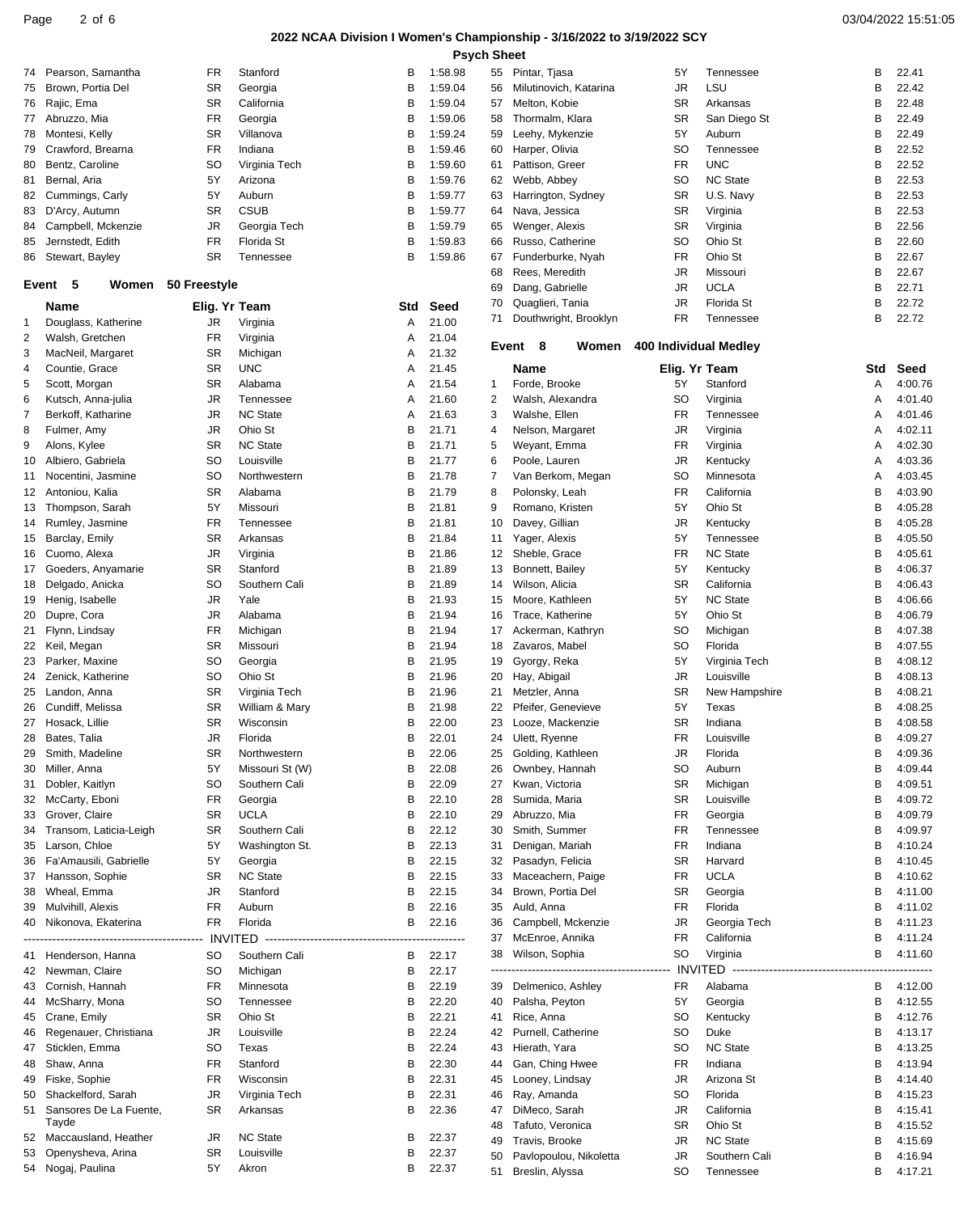## 2022 NCAA Division I Women's Championship - 3/16/2022 to 3/19/2022 SCY

### Psych Sheet

| | Name | Elig. Yr | Team | Std | Seed |
|---|---|---|---|---|---|
| 74 | Pearson, Samantha | FR | Stanford | B | 1:58.98 |
| 75 | Brown, Portia Del | SR | Georgia | B | 1:59.04 |
| 76 | Rajic, Ema | SR | California | B | 1:59.04 |
| 77 | Abruzzo, Mia | FR | Georgia | B | 1:59.06 |
| 78 | Montesi, Kelly | SR | Villanova | B | 1:59.24 |
| 79 | Crawford, Brearna | FR | Indiana | B | 1:59.46 |
| 80 | Bentz, Caroline | SO | Virginia Tech | B | 1:59.60 |
| 81 | Bernal, Aria | 5Y | Arizona | B | 1:59.76 |
| 82 | Cummings, Carly | 5Y | Auburn | B | 1:59.77 |
| 83 | D'Arcy, Autumn | SR | CSUB | B | 1:59.77 |
| 84 | Campbell, Mckenzie | JR | Georgia Tech | B | 1:59.79 |
| 85 | Jernstedt, Edith | FR | Florida St | B | 1:59.83 |
| 86 | Stewart, Bayley | SR | Tennessee | B | 1:59.86 |

### Event 5 Women 50 Freestyle

| | Name | Elig. Yr | Team | Std | Seed |
|---|---|---|---|---|---|
| 1 | Douglass, Katherine | JR | Virginia | A | 21.00 |
| 2 | Walsh, Gretchen | FR | Virginia | A | 21.04 |
| 3 | MacNeil, Margaret | SR | Michigan | A | 21.32 |
| 4 | Countie, Grace | SR | UNC | A | 21.45 |
| 5 | Scott, Morgan | SR | Alabama | A | 21.54 |
| 6 | Kutsch, Anna-julia | JR | Tennessee | A | 21.60 |
| 7 | Berkoff, Katharine | JR | NC State | A | 21.63 |
| 8 | Fulmer, Amy | JR | Ohio St | B | 21.71 |
| 9 | Alons, Kylee | SR | NC State | B | 21.71 |
| 10 | Albiero, Gabriela | SO | Louisville | B | 21.77 |
| 11 | Nocentini, Jasmine | SO | Northwestern | B | 21.78 |
| 12 | Antoniou, Kalia | SR | Alabama | B | 21.79 |
| 13 | Thompson, Sarah | 5Y | Missouri | B | 21.81 |
| 14 | Rumley, Jasmine | FR | Tennessee | B | 21.81 |
| 15 | Barclay, Emily | SR | Arkansas | B | 21.84 |
| 16 | Cuomo, Alexa | JR | Virginia | B | 21.86 |
| 17 | Goeders, Anyamarie | SR | Stanford | B | 21.89 |
| 18 | Delgado, Anicka | SO | Southern Cali | B | 21.89 |
| 19 | Henig, Isabelle | JR | Yale | B | 21.93 |
| 20 | Dupre, Cora | JR | Alabama | B | 21.94 |
| 21 | Flynn, Lindsay | FR | Michigan | B | 21.94 |
| 22 | Keil, Megan | SR | Missouri | B | 21.94 |
| 23 | Parker, Maxine | SO | Georgia | B | 21.95 |
| 24 | Zenick, Katherine | SO | Ohio St | B | 21.96 |
| 25 | Landon, Anna | SR | Virginia Tech | B | 21.96 |
| 26 | Cundiff, Melissa | SR | William & Mary | B | 21.98 |
| 27 | Hosack, Lillie | SR | Wisconsin | B | 22.00 |
| 28 | Bates, Talia | JR | Florida | B | 22.01 |
| 29 | Smith, Madeline | SR | Northwestern | B | 22.06 |
| 30 | Miller, Anna | 5Y | Missouri St (W) | B | 22.08 |
| 31 | Dobler, Kaitlyn | SO | Southern Cali | B | 22.09 |
| 32 | McCarty, Eboni | FR | Georgia | B | 22.10 |
| 33 | Grover, Claire | SR | UCLA | B | 22.10 |
| 34 | Transom, Laticia-Leigh | SR | Southern Cali | B | 22.12 |
| 35 | Larson, Chloe | 5Y | Washington St. | B | 22.13 |
| 36 | Fa'Amausili, Gabrielle | 5Y | Georgia | B | 22.15 |
| 37 | Hansson, Sophie | SR | NC State | B | 22.15 |
| 38 | Wheal, Emma | JR | Stanford | B | 22.15 |
| 39 | Mulvihill, Alexis | FR | Auburn | B | 22.16 |
| 40 | Nikonova, Ekaterina | FR | Florida | B | 22.16 |
| | INVITED | | | | |
| 41 | Henderson, Hanna | SO | Southern Cali | B | 22.17 |
| 42 | Newman, Claire | SO | Michigan | B | 22.17 |
| 43 | Cornish, Hannah | FR | Minnesota | B | 22.19 |
| 44 | McSharry, Mona | SO | Tennessee | B | 22.20 |
| 45 | Crane, Emily | SR | Ohio St | B | 22.21 |
| 46 | Regenauer, Christiana | JR | Louisville | B | 22.24 |
| 47 | Sticklen, Emma | SO | Texas | B | 22.24 |
| 48 | Shaw, Anna | FR | Stanford | B | 22.30 |
| 49 | Fiske, Sophie | FR | Wisconsin | B | 22.31 |
| 50 | Shackelford, Sarah | JR | Virginia Tech | B | 22.31 |
| 51 | Sansores De La Fuente, Tayde | SR | Arkansas | B | 22.36 |
| 52 | Maccausland, Heather | JR | NC State | B | 22.37 |
| 53 | Openysheva, Arina | SR | Louisville | B | 22.37 |
| 54 | Nogaj, Paulina | 5Y | Akron | B | 22.37 |
| 55 | Pintar, Tjasa | 5Y | Tennessee | B | 22.41 |
| 56 | Milutinovich, Katarina | JR | LSU | B | 22.42 |
| 57 | Melton, Kobie | SR | Arkansas | B | 22.48 |
| 58 | Thormalm, Klara | SR | San Diego St | B | 22.49 |
| 59 | Leehy, Mykenzie | 5Y | Auburn | B | 22.49 |
| 60 | Harper, Olivia | SO | Tennessee | B | 22.52 |
| 61 | Pattison, Greer | FR | UNC | B | 22.52 |
| 62 | Webb, Abbey | SO | NC State | B | 22.53 |
| 63 | Harrington, Sydney | SR | U.S. Navy | B | 22.53 |
| 64 | Nava, Jessica | SR | Virginia | B | 22.53 |
| 65 | Wenger, Alexis | SR | Virginia | B | 22.56 |
| 66 | Russo, Catherine | SO | Ohio St | B | 22.60 |
| 67 | Funderburke, Nyah | FR | Ohio St | B | 22.67 |
| 68 | Rees, Meredith | JR | Missouri | B | 22.67 |
| 69 | Dang, Gabrielle | JR | UCLA | B | 22.71 |
| 70 | Quaglieri, Tania | JR | Florida St | B | 22.72 |
| 71 | Douthwright, Brooklyn | FR | Tennessee | B | 22.72 |

### Event 8 Women 400 Individual Medley

| | Name | Elig. Yr | Team | Std | Seed |
|---|---|---|---|---|---|
| 1 | Forde, Brooke | 5Y | Stanford | A | 4:00.76 |
| 2 | Walsh, Alexandra | SO | Virginia | A | 4:01.40 |
| 3 | Walshe, Ellen | FR | Tennessee | A | 4:01.46 |
| 4 | Nelson, Margaret | JR | Virginia | A | 4:02.11 |
| 5 | Weyant, Emma | FR | Virginia | A | 4:02.30 |
| 6 | Poole, Lauren | JR | Kentucky | A | 4:03.36 |
| 7 | Van Berkom, Megan | SO | Minnesota | A | 4:03.45 |
| 8 | Polonsky, Leah | FR | California | B | 4:03.90 |
| 9 | Romano, Kristen | 5Y | Ohio St | B | 4:05.28 |
| 10 | Davey, Gillian | JR | Kentucky | B | 4:05.28 |
| 11 | Yager, Alexis | 5Y | Tennessee | B | 4:05.50 |
| 12 | Sheble, Grace | FR | NC State | B | 4:05.61 |
| 13 | Bonnett, Bailey | 5Y | Kentucky | B | 4:06.37 |
| 14 | Wilson, Alicia | SR | California | B | 4:06.43 |
| 15 | Moore, Kathleen | 5Y | NC State | B | 4:06.66 |
| 16 | Trace, Katherine | 5Y | Ohio St | B | 4:06.79 |
| 17 | Ackerman, Kathryn | SO | Michigan | B | 4:07.38 |
| 18 | Zavaros, Mabel | SO | Florida | B | 4:07.55 |
| 19 | Gyorgy, Reka | 5Y | Virginia Tech | B | 4:08.12 |
| 20 | Hay, Abigail | JR | Louisville | B | 4:08.13 |
| 21 | Metzler, Anna | SR | New Hampshire | B | 4:08.21 |
| 22 | Pfeifer, Genevieve | 5Y | Texas | B | 4:08.25 |
| 23 | Looze, Mackenzie | SR | Indiana | B | 4:08.58 |
| 24 | Ulett, Ryenne | FR | Louisville | B | 4:09.27 |
| 25 | Golding, Kathleen | JR | Florida | B | 4:09.36 |
| 26 | Ownbey, Hannah | SO | Auburn | B | 4:09.44 |
| 27 | Kwan, Victoria | SR | Michigan | B | 4:09.51 |
| 28 | Sumida, Maria | SR | Louisville | B | 4:09.72 |
| 29 | Abruzzo, Mia | FR | Georgia | B | 4:09.79 |
| 30 | Smith, Summer | FR | Tennessee | B | 4:09.97 |
| 31 | Denigan, Mariah | FR | Indiana | B | 4:10.24 |
| 32 | Pasadyn, Felicia | SR | Harvard | B | 4:10.45 |
| 33 | Maceachern, Paige | FR | UCLA | B | 4:10.62 |
| 34 | Brown, Portia Del | SR | Georgia | B | 4:11.00 |
| 35 | Auld, Anna | FR | Florida | B | 4:11.02 |
| 36 | Campbell, Mckenzie | JR | Georgia Tech | B | 4:11.23 |
| 37 | McEnroe, Annika | FR | California | B | 4:11.24 |
| 38 | Wilson, Sophia | SO | Virginia | B | 4:11.60 |
| | INVITED | | | | |
| 39 | Delmenico, Ashley | FR | Alabama | B | 4:12.00 |
| 40 | Palsha, Peyton | 5Y | Georgia | B | 4:12.55 |
| 41 | Rice, Anna | SO | Kentucky | B | 4:12.76 |
| 42 | Purnell, Catherine | SO | Duke | B | 4:13.17 |
| 43 | Hierath, Yara | SO | NC State | B | 4:13.25 |
| 44 | Gan, Ching Hwee | FR | Indiana | B | 4:13.94 |
| 45 | Looney, Lindsay | JR | Arizona St | B | 4:14.40 |
| 46 | Ray, Amanda | SO | Florida | B | 4:15.23 |
| 47 | DiMeco, Sarah | JR | California | B | 4:15.41 |
| 48 | Tafuto, Veronica | SR | Ohio St | B | 4:15.52 |
| 49 | Travis, Brooke | JR | NC State | B | 4:15.69 |
| 50 | Pavlopoulou, Nikoletta | JR | Southern Cali | B | 4:16.94 |
| 51 | Breslin, Alyssa | SO | Tennessee | B | 4:17.21 |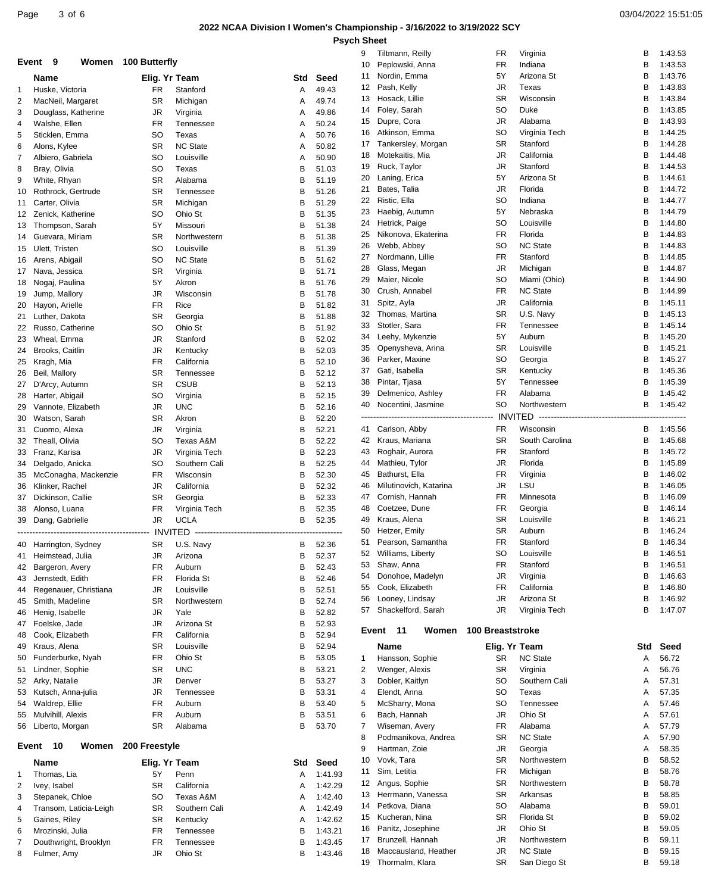## 2022 NCAA Division I Women's Championship - 3/16/2022 to 3/19/2022 SCY

### Psych Sheet

### Event 9 Women 100 Butterfly

| | Name | Elig. Yr | Team | Std | Seed |
|---|---|---|---|---|---|
| 1 | Huske, Victoria | FR | Stanford | A | 49.43 |
| 2 | MacNeil, Margaret | SR | Michigan | A | 49.74 |
| 3 | Douglass, Katherine | JR | Virginia | A | 49.86 |
| 4 | Walshe, Ellen | FR | Tennessee | A | 50.24 |
| 5 | Sticklen, Emma | SO | Texas | A | 50.76 |
| 6 | Alons, Kylee | SR | NC State | A | 50.82 |
| 7 | Albiero, Gabriela | SO | Louisville | A | 50.90 |
| 8 | Bray, Olivia | SO | Texas | B | 51.03 |
| 9 | White, Rhyan | SR | Alabama | B | 51.19 |
| 10 | Rothrock, Gertrude | SR | Tennessee | B | 51.26 |
| 11 | Carter, Olivia | SR | Michigan | B | 51.29 |
| 12 | Zenick, Katherine | SO | Ohio St | B | 51.35 |
| 13 | Thompson, Sarah | 5Y | Missouri | B | 51.38 |
| 14 | Guevara, Miriam | SR | Northwestern | B | 51.38 |
| 15 | Ulett, Tristen | SO | Louisville | B | 51.39 |
| 16 | Arens, Abigail | SO | NC State | B | 51.62 |
| 17 | Nava, Jessica | SR | Virginia | B | 51.71 |
| 18 | Nogaj, Paulina | 5Y | Akron | B | 51.76 |
| 19 | Jump, Mallory | JR | Wisconsin | B | 51.78 |
| 20 | Hayon, Arielle | FR | Rice | B | 51.82 |
| 21 | Luther, Dakota | SR | Georgia | B | 51.88 |
| 22 | Russo, Catherine | SO | Ohio St | B | 51.92 |
| 23 | Wheal, Emma | JR | Stanford | B | 52.02 |
| 24 | Brooks, Caitlin | JR | Kentucky | B | 52.03 |
| 25 | Kragh, Mia | FR | California | B | 52.10 |
| 26 | Beil, Mallory | SR | Tennessee | B | 52.12 |
| 27 | D'Arcy, Autumn | SR | CSUB | B | 52.13 |
| 28 | Harter, Abigail | SO | Virginia | B | 52.15 |
| 29 | Vannote, Elizabeth | JR | UNC | B | 52.16 |
| 30 | Watson, Sarah | SR | Akron | B | 52.20 |
| 31 | Cuomo, Alexa | JR | Virginia | B | 52.21 |
| 32 | Theall, Olivia | SO | Texas A&M | B | 52.22 |
| 33 | Franz, Karisa | JR | Virginia Tech | B | 52.23 |
| 34 | Delgado, Anicka | SO | Southern Cali | B | 52.25 |
| 35 | McConagha, Mackenzie | FR | Wisconsin | B | 52.30 |
| 36 | Klinker, Rachel | JR | California | B | 52.32 |
| 37 | Dickinson, Callie | SR | Georgia | B | 52.33 |
| 38 | Alonso, Luana | FR | Virginia Tech | B | 52.35 |
| 39 | Dang, Gabrielle | JR | UCLA | B | 52.35 |
| | INVITED | | | | |
| 40 | Harrington, Sydney | SR | U.S. Navy | B | 52.36 |
| 41 | Heimstead, Julia | JR | Arizona | B | 52.37 |
| 42 | Bargeron, Avery | FR | Auburn | B | 52.43 |
| 43 | Jernstedt, Edith | FR | Florida St | B | 52.46 |
| 44 | Regenauer, Christiana | JR | Louisville | B | 52.51 |
| 45 | Smith, Madeline | SR | Northwestern | B | 52.74 |
| 46 | Henig, Isabelle | JR | Yale | B | 52.82 |
| 47 | Foelske, Jade | JR | Arizona St | B | 52.93 |
| 48 | Cook, Elizabeth | FR | California | B | 52.94 |
| 49 | Kraus, Alena | SR | Louisville | B | 52.94 |
| 50 | Funderburke, Nyah | FR | Ohio St | B | 53.05 |
| 51 | Lindner, Sophie | SR | UNC | B | 53.21 |
| 52 | Arky, Natalie | JR | Denver | B | 53.27 |
| 53 | Kutsch, Anna-julia | JR | Tennessee | B | 53.31 |
| 54 | Waldrep, Ellie | FR | Auburn | B | 53.40 |
| 55 | Mulvihill, Alexis | FR | Auburn | B | 53.51 |
| 56 | Liberto, Morgan | SR | Alabama | B | 53.70 |

### Event 10 Women 200 Freestyle

| | Name | Elig. Yr | Team | Std | Seed |
|---|---|---|---|---|---|
| 1 | Thomas, Lia | 5Y | Penn | A | 1:41.93 |
| 2 | Ivey, Isabel | SR | California | A | 1:42.29 |
| 3 | Stepanek, Chloe | SO | Texas A&M | A | 1:42.40 |
| 4 | Transom, Laticia-Leigh | SR | Southern Cali | A | 1:42.49 |
| 5 | Gaines, Riley | SR | Kentucky | A | 1:42.62 |
| 6 | Mrozinski, Julia | FR | Tennessee | B | 1:43.21 |
| 7 | Douthwright, Brooklyn | FR | Tennessee | B | 1:43.45 |
| 8 | Fulmer, Amy | JR | Ohio St | B | 1:43.46 |
| 9 | Tiltmann, Reilly | FR | Virginia | B | 1:43.53 |
| 10 | Peplowski, Anna | FR | Indiana | B | 1:43.53 |
| 11 | Nordin, Emma | 5Y | Arizona St | B | 1:43.76 |
| 12 | Pash, Kelly | JR | Texas | B | 1:43.83 |
| 13 | Hosack, Lillie | SR | Wisconsin | B | 1:43.84 |
| 14 | Foley, Sarah | SO | Duke | B | 1:43.85 |
| 15 | Dupre, Cora | JR | Alabama | B | 1:43.93 |
| 16 | Atkinson, Emma | SO | Virginia Tech | B | 1:44.25 |
| 17 | Tankersley, Morgan | SR | Stanford | B | 1:44.28 |
| 18 | Motekaitis, Mia | JR | California | B | 1:44.48 |
| 19 | Ruck, Taylor | JR | Stanford | B | 1:44.53 |
| 20 | Laning, Erica | 5Y | Arizona St | B | 1:44.61 |
| 21 | Bates, Talia | JR | Florida | B | 1:44.72 |
| 22 | Ristic, Ella | SO | Indiana | B | 1:44.77 |
| 23 | Haebig, Autumn | 5Y | Nebraska | B | 1:44.79 |
| 24 | Hetrick, Paige | SO | Louisville | B | 1:44.80 |
| 25 | Nikonova, Ekaterina | FR | Florida | B | 1:44.83 |
| 26 | Webb, Abbey | SO | NC State | B | 1:44.83 |
| 27 | Nordmann, Lillie | FR | Stanford | B | 1:44.85 |
| 28 | Glass, Megan | JR | Michigan | B | 1:44.87 |
| 29 | Maier, Nicole | SO | Miami (Ohio) | B | 1:44.90 |
| 30 | Crush, Annabel | FR | NC State | B | 1:44.99 |
| 31 | Spitz, Ayla | JR | California | B | 1:45.11 |
| 32 | Thomas, Martina | SR | U.S. Navy | B | 1:45.13 |
| 33 | Stotler, Sara | FR | Tennessee | B | 1:45.14 |
| 34 | Leehy, Mykenzie | 5Y | Auburn | B | 1:45.20 |
| 35 | Openysheva, Arina | SR | Louisville | B | 1:45.21 |
| 36 | Parker, Maxine | SO | Georgia | B | 1:45.27 |
| 37 | Gati, Isabella | SR | Kentucky | B | 1:45.36 |
| 38 | Pintar, Tjasa | 5Y | Tennessee | B | 1:45.39 |
| 39 | Delmenico, Ashley | FR | Alabama | B | 1:45.42 |
| 40 | Nocentini, Jasmine | SO | Northwestern | B | 1:45.42 |
| | INVITED | | | | |
| 41 | Carlson, Abby | FR | Wisconsin | B | 1:45.56 |
| 42 | Kraus, Mariana | SR | South Carolina | B | 1:45.68 |
| 43 | Roghair, Aurora | FR | Stanford | B | 1:45.72 |
| 44 | Mathieu, Tylor | JR | Florida | B | 1:45.89 |
| 45 | Bathurst, Ella | FR | Virginia | B | 1:46.02 |
| 46 | Milutinovich, Katarina | JR | LSU | B | 1:46.05 |
| 47 | Cornish, Hannah | FR | Minnesota | B | 1:46.09 |
| 48 | Coetzee, Dune | FR | Georgia | B | 1:46.14 |
| 49 | Kraus, Alena | SR | Louisville | B | 1:46.21 |
| 50 | Hetzer, Emily | SR | Auburn | B | 1:46.24 |
| 51 | Pearson, Samantha | FR | Stanford | B | 1:46.34 |
| 52 | Williams, Liberty | SO | Louisville | B | 1:46.51 |
| 53 | Shaw, Anna | FR | Stanford | B | 1:46.51 |
| 54 | Donohoe, Madelyn | JR | Virginia | B | 1:46.63 |
| 55 | Cook, Elizabeth | FR | California | B | 1:46.80 |
| 56 | Looney, Lindsay | JR | Arizona St | B | 1:46.92 |
| 57 | Shackelford, Sarah | JR | Virginia Tech | B | 1:47.07 |

### Event 11 Women 100 Breaststroke

| | Name | Elig. Yr | Team | Std | Seed |
|---|---|---|---|---|---|
| 1 | Hansson, Sophie | SR | NC State | A | 56.72 |
| 2 | Wenger, Alexis | SR | Virginia | A | 56.76 |
| 3 | Dobler, Kaitlyn | SO | Southern Cali | A | 57.31 |
| 4 | Elendt, Anna | SO | Texas | A | 57.35 |
| 5 | McSharry, Mona | SO | Tennessee | A | 57.46 |
| 6 | Bach, Hannah | JR | Ohio St | A | 57.61 |
| 7 | Wiseman, Avery | FR | Alabama | A | 57.79 |
| 8 | Podmanikova, Andrea | SR | NC State | A | 57.90 |
| 9 | Hartman, Zoie | JR | Georgia | A | 58.35 |
| 10 | Vovk, Tara | SR | Northwestern | B | 58.52 |
| 11 | Sim, Letitia | FR | Michigan | B | 58.76 |
| 12 | Angus, Sophie | SR | Northwestern | B | 58.78 |
| 13 | Herrmann, Vanessa | SR | Arkansas | B | 58.85 |
| 14 | Petkova, Diana | SO | Alabama | B | 59.01 |
| 15 | Kucheran, Nina | SR | Florida St | B | 59.02 |
| 16 | Panitz, Josephine | JR | Ohio St | B | 59.05 |
| 17 | Brunzell, Hannah | JR | Northwestern | B | 59.11 |
| 18 | Maccausland, Heather | JR | NC State | B | 59.15 |
| 19 | Thormalm, Klara | SR | San Diego St | B | 59.18 |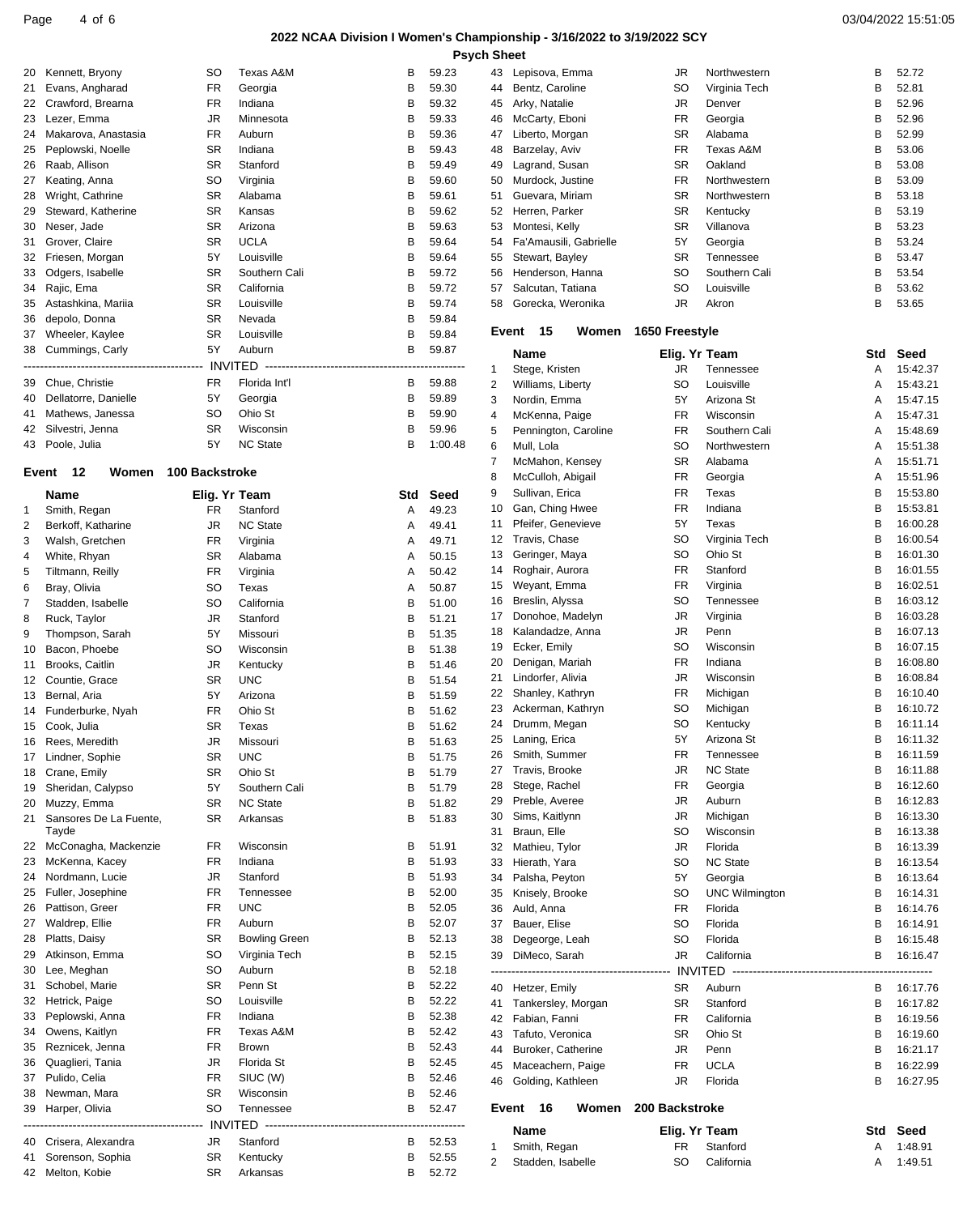## 2022 NCAA Division I Women's Championship - 3/16/2022 to 3/19/2022 SCY

### Psych Sheet

| # | Name | Elig. Yr | Team | Std | Seed |
|---|---|---|---|---|---|
| 20 | Kennett, Bryony | SO | Texas A&M | B | 59.23 |
| 21 | Evans, Angharad | FR | Georgia | B | 59.30 |
| 22 | Crawford, Brearna | FR | Indiana | B | 59.32 |
| 23 | Lezer, Emma | JR | Minnesota | B | 59.33 |
| 24 | Makarova, Anastasia | FR | Auburn | B | 59.36 |
| 25 | Peplowski, Noelle | SR | Indiana | B | 59.43 |
| 26 | Raab, Allison | SR | Stanford | B | 59.49 |
| 27 | Keating, Anna | SO | Virginia | B | 59.60 |
| 28 | Wright, Cathrine | SR | Alabama | B | 59.61 |
| 29 | Steward, Katherine | SR | Kansas | B | 59.62 |
| 30 | Neser, Jade | SR | Arizona | B | 59.63 |
| 31 | Grover, Claire | SR | UCLA | B | 59.64 |
| 32 | Friesen, Morgan | 5Y | Louisville | B | 59.64 |
| 33 | Odgers, Isabelle | SR | Southern Cali | B | 59.72 |
| 34 | Rajic, Ema | SR | California | B | 59.72 |
| 35 | Astashkina, Mariia | SR | Louisville | B | 59.74 |
| 36 | depolo, Donna | SR | Nevada | B | 59.84 |
| 37 | Wheeler, Kaylee | SR | Louisville | B | 59.84 |
| 38 | Cummings, Carly | 5Y | Auburn | B | 59.87 |
| | INVITED | | | | |
| 39 | Chue, Christie | FR | Florida Int'l | B | 59.88 |
| 40 | Dellatorre, Danielle | 5Y | Georgia | B | 59.89 |
| 41 | Mathews, Janessa | SO | Ohio St | B | 59.90 |
| 42 | Silvestri, Jenna | SR | Wisconsin | B | 59.96 |
| 43 | Poole, Julia | 5Y | NC State | B | 1:00.48 |

### Event 12 Women 100 Backstroke

| # | Name | Elig. Yr | Team | Std | Seed |
|---|---|---|---|---|---|
| 1 | Smith, Regan | FR | Stanford | A | 49.23 |
| 2 | Berkoff, Katharine | JR | NC State | A | 49.41 |
| 3 | Walsh, Gretchen | FR | Virginia | A | 49.71 |
| 4 | White, Rhyan | SR | Alabama | A | 50.15 |
| 5 | Tiltmann, Reilly | FR | Virginia | A | 50.42 |
| 6 | Bray, Olivia | SO | Texas | A | 50.87 |
| 7 | Stadden, Isabelle | SO | California | B | 51.00 |
| 8 | Ruck, Taylor | JR | Stanford | B | 51.21 |
| 9 | Thompson, Sarah | 5Y | Missouri | B | 51.35 |
| 10 | Bacon, Phoebe | SO | Wisconsin | B | 51.38 |
| 11 | Brooks, Caitlin | JR | Kentucky | B | 51.46 |
| 12 | Countie, Grace | SR | UNC | B | 51.54 |
| 13 | Bernal, Aria | 5Y | Arizona | B | 51.59 |
| 14 | Funderburke, Nyah | FR | Ohio St | B | 51.62 |
| 15 | Cook, Julia | SR | Texas | B | 51.62 |
| 16 | Rees, Meredith | JR | Missouri | B | 51.63 |
| 17 | Lindner, Sophie | SR | UNC | B | 51.75 |
| 18 | Crane, Emily | SR | Ohio St | B | 51.79 |
| 19 | Sheridan, Calypso | 5Y | Southern Cali | B | 51.79 |
| 20 | Muzzy, Emma | SR | NC State | B | 51.82 |
| 21 | Sansores De La Fuente, Tayde | SR | Arkansas | B | 51.83 |
| 22 | McConagha, Mackenzie | FR | Wisconsin | B | 51.91 |
| 23 | McKenna, Kacey | FR | Indiana | B | 51.93 |
| 24 | Nordmann, Lucie | JR | Stanford | B | 51.93 |
| 25 | Fuller, Josephine | FR | Tennessee | B | 52.00 |
| 26 | Pattison, Greer | FR | UNC | B | 52.05 |
| 27 | Waldrep, Ellie | FR | Auburn | B | 52.07 |
| 28 | Platts, Daisy | SR | Bowling Green | B | 52.13 |
| 29 | Atkinson, Emma | SO | Virginia Tech | B | 52.15 |
| 30 | Lee, Meghan | SO | Auburn | B | 52.18 |
| 31 | Schobel, Marie | SR | Penn St | B | 52.22 |
| 32 | Hetrick, Paige | SO | Louisville | B | 52.22 |
| 33 | Peplowski, Anna | FR | Indiana | B | 52.38 |
| 34 | Owens, Kaitlyn | FR | Texas A&M | B | 52.42 |
| 35 | Reznicek, Jenna | FR | Brown | B | 52.43 |
| 36 | Quaglieri, Tania | JR | Florida St | B | 52.45 |
| 37 | Pulido, Celia | FR | SIUC (W) | B | 52.46 |
| 38 | Newman, Mara | SR | Wisconsin | B | 52.46 |
| 39 | Harper, Olivia | SO | Tennessee | B | 52.47 |
| | INVITED | | | | |
| 40 | Crisera, Alexandra | JR | Stanford | B | 52.53 |
| 41 | Sorenson, Sophia | SR | Kentucky | B | 52.55 |
| 42 | Melton, Kobie | SR | Arkansas | B | 52.72 |
| 43 | Lepisova, Emma | JR | Northwestern | B | 52.72 |
| 44 | Bentz, Caroline | SO | Virginia Tech | B | 52.81 |
| 45 | Arky, Natalie | JR | Denver | B | 52.96 |
| 46 | McCarty, Eboni | FR | Georgia | B | 52.96 |
| 47 | Liberto, Morgan | SR | Alabama | B | 52.99 |
| 48 | Barzelay, Aviv | FR | Texas A&M | B | 53.06 |
| 49 | Lagrand, Susan | SR | Oakland | B | 53.08 |
| 50 | Murdock, Justine | FR | Northwestern | B | 53.09 |
| 51 | Guevara, Miriam | SR | Northwestern | B | 53.18 |
| 52 | Herren, Parker | SR | Kentucky | B | 53.19 |
| 53 | Montesi, Kelly | SR | Villanova | B | 53.23 |
| 54 | Fa'Amausili, Gabrielle | 5Y | Georgia | B | 53.24 |
| 55 | Stewart, Bayley | SR | Tennessee | B | 53.47 |
| 56 | Henderson, Hanna | SO | Southern Cali | B | 53.54 |
| 57 | Salcutan, Tatiana | SO | Louisville | B | 53.62 |
| 58 | Gorecka, Weronika | JR | Akron | B | 53.65 |

### Event 15 Women 1650 Freestyle

| # | Name | Elig. Yr | Team | Std | Seed |
|---|---|---|---|---|---|
| 1 | Stege, Kristen | JR | Tennessee | A | 15:42.37 |
| 2 | Williams, Liberty | SO | Louisville | A | 15:43.21 |
| 3 | Nordin, Emma | 5Y | Arizona St | A | 15:47.15 |
| 4 | McKenna, Paige | FR | Wisconsin | A | 15:47.31 |
| 5 | Pennington, Caroline | FR | Southern Cali | A | 15:48.69 |
| 6 | Mull, Lola | SO | Northwestern | A | 15:51.38 |
| 7 | McMahon, Kensey | SR | Alabama | A | 15:51.71 |
| 8 | McCulloh, Abigail | FR | Georgia | A | 15:51.96 |
| 9 | Sullivan, Erica | FR | Texas | B | 15:53.80 |
| 10 | Gan, Ching Hwee | FR | Indiana | B | 15:53.81 |
| 11 | Pfeifer, Genevieve | 5Y | Texas | B | 16:00.28 |
| 12 | Travis, Chase | SO | Virginia Tech | B | 16:00.54 |
| 13 | Geringer, Maya | SO | Ohio St | B | 16:01.30 |
| 14 | Roghair, Aurora | FR | Stanford | B | 16:01.55 |
| 15 | Weyant, Emma | FR | Virginia | B | 16:02.51 |
| 16 | Breslin, Alyssa | SO | Tennessee | B | 16:03.12 |
| 17 | Donohoe, Madelyn | JR | Virginia | B | 16:03.28 |
| 18 | Kalandadze, Anna | JR | Penn | B | 16:07.13 |
| 19 | Ecker, Emily | SO | Wisconsin | B | 16:07.15 |
| 20 | Denigan, Mariah | FR | Indiana | B | 16:08.80 |
| 21 | Lindorfer, Alivia | JR | Wisconsin | B | 16:08.84 |
| 22 | Shanley, Kathryn | FR | Michigan | B | 16:10.40 |
| 23 | Ackerman, Kathryn | SO | Michigan | B | 16:10.72 |
| 24 | Drumm, Megan | SO | Kentucky | B | 16:11.14 |
| 25 | Laning, Erica | 5Y | Arizona St | B | 16:11.32 |
| 26 | Smith, Summer | FR | Tennessee | B | 16:11.59 |
| 27 | Travis, Brooke | JR | NC State | B | 16:11.88 |
| 28 | Stege, Rachel | FR | Georgia | B | 16:12.60 |
| 29 | Preble, Averee | JR | Auburn | B | 16:12.83 |
| 30 | Sims, Kaitlynn | JR | Michigan | B | 16:13.30 |
| 31 | Braun, Elle | SO | Wisconsin | B | 16:13.38 |
| 32 | Mathieu, Tylor | JR | Florida | B | 16:13.39 |
| 33 | Hierath, Yara | SO | NC State | B | 16:13.54 |
| 34 | Palsha, Peyton | 5Y | Georgia | B | 16:13.64 |
| 35 | Knisely, Brooke | SO | UNC Wilmington | B | 16:14.31 |
| 36 | Auld, Anna | FR | Florida | B | 16:14.76 |
| 37 | Bauer, Elise | SO | Florida | B | 16:14.91 |
| 38 | Degeorge, Leah | SO | Florida | B | 16:15.48 |
| 39 | DiMeco, Sarah | JR | California | B | 16:16.47 |
| | INVITED | | | | |
| 40 | Hetzer, Emily | SR | Auburn | B | 16:17.76 |
| 41 | Tankersley, Morgan | SR | Stanford | B | 16:17.82 |
| 42 | Fabian, Fanni | FR | California | B | 16:19.56 |
| 43 | Tafuto, Veronica | SR | Ohio St | B | 16:19.60 |
| 44 | Buroker, Catherine | JR | Penn | B | 16:21.17 |
| 45 | Maceachern, Paige | FR | UCLA | B | 16:22.99 |
| 46 | Golding, Kathleen | JR | Florida | B | 16:27.95 |

### Event 16 Women 200 Backstroke

| # | Name | Elig. Yr | Team | Std | Seed |
|---|---|---|---|---|---|
| 1 | Smith, Regan | FR | Stanford | A | 1:48.91 |
| 2 | Stadden, Isabelle | SO | California | A | 1:49.51 |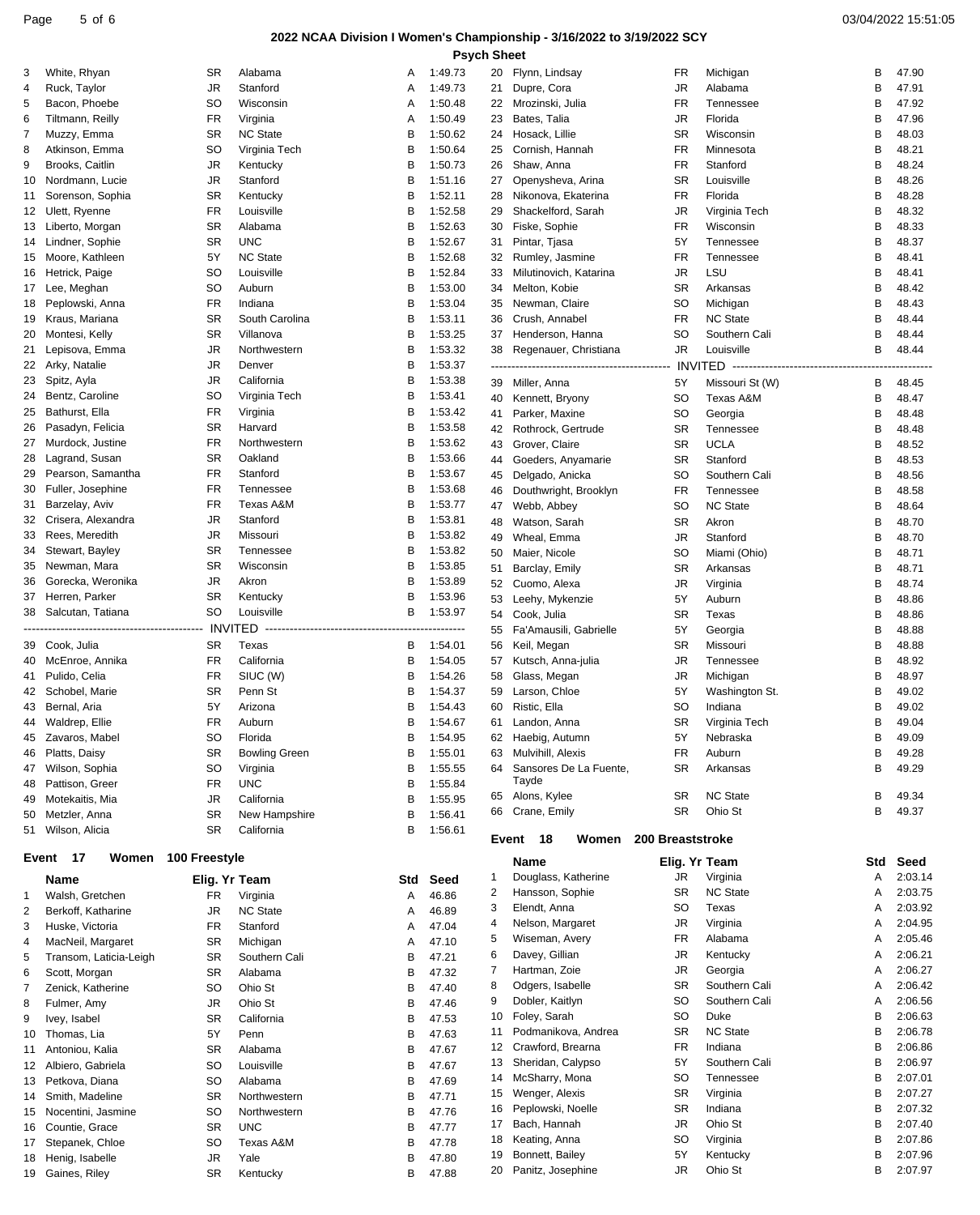## 2022 NCAA Division I Women's Championship - 3/16/2022 to 3/19/2022 SCY

### Psych Sheet

| # | Name | Yr | Team | Std | Seed |
|---|---|---|---|---|---|
| 3 | White, Rhyan | SR | Alabama | A | 1:49.73 |
| 4 | Ruck, Taylor | JR | Stanford | A | 1:49.73 |
| 5 | Bacon, Phoebe | SO | Wisconsin | A | 1:50.48 |
| 6 | Tiltmann, Reilly | FR | Virginia | A | 1:50.49 |
| 7 | Muzzy, Emma | SR | NC State | B | 1:50.62 |
| 8 | Atkinson, Emma | SO | Virginia Tech | B | 1:50.64 |
| 9 | Brooks, Caitlin | JR | Kentucky | B | 1:50.73 |
| 10 | Nordmann, Lucie | JR | Stanford | B | 1:51.16 |
| 11 | Sorenson, Sophia | SR | Kentucky | B | 1:52.11 |
| 12 | Ulett, Ryenne | FR | Louisville | B | 1:52.58 |
| 13 | Liberto, Morgan | SR | Alabama | B | 1:52.63 |
| 14 | Lindner, Sophie | SR | UNC | B | 1:52.67 |
| 15 | Moore, Kathleen | 5Y | NC State | B | 1:52.68 |
| 16 | Hetrick, Paige | SO | Louisville | B | 1:52.84 |
| 17 | Lee, Meghan | SO | Auburn | B | 1:53.00 |
| 18 | Peplowski, Anna | FR | Indiana | B | 1:53.04 |
| 19 | Kraus, Mariana | SR | South Carolina | B | 1:53.11 |
| 20 | Montesi, Kelly | SR | Villanova | B | 1:53.25 |
| 21 | Lepisova, Emma | JR | Northwestern | B | 1:53.32 |
| 22 | Arky, Natalie | JR | Denver | B | 1:53.37 |
| 23 | Spitz, Ayla | JR | California | B | 1:53.38 |
| 24 | Bentz, Caroline | SO | Virginia Tech | B | 1:53.41 |
| 25 | Bathurst, Ella | FR | Virginia | B | 1:53.42 |
| 26 | Pasadyn, Felicia | SR | Harvard | B | 1:53.58 |
| 27 | Murdock, Justine | FR | Northwestern | B | 1:53.62 |
| 28 | Lagrand, Susan | SR | Oakland | B | 1:53.66 |
| 29 | Pearson, Samantha | FR | Stanford | B | 1:53.67 |
| 30 | Fuller, Josephine | FR | Tennessee | B | 1:53.68 |
| 31 | Barzelay, Aviv | FR | Texas A&M | B | 1:53.77 |
| 32 | Crisera, Alexandra | JR | Stanford | B | 1:53.81 |
| 33 | Rees, Meredith | JR | Missouri | B | 1:53.82 |
| 34 | Stewart, Bayley | SR | Tennessee | B | 1:53.82 |
| 35 | Newman, Mara | SR | Wisconsin | B | 1:53.85 |
| 36 | Gorecka, Weronika | JR | Akron | B | 1:53.89 |
| 37 | Herren, Parker | SR | Kentucky | B | 1:53.96 |
| 38 | Salcutan, Tatiana | SO | Louisville | B | 1:53.97 |
| | INVITED | | | | |
| 39 | Cook, Julia | SR | Texas | B | 1:54.01 |
| 40 | McEnroe, Annika | FR | California | B | 1:54.05 |
| 41 | Pulido, Celia | FR | SIUC (W) | B | 1:54.26 |
| 42 | Schobel, Marie | SR | Penn St | B | 1:54.37 |
| 43 | Bernal, Aria | 5Y | Arizona | B | 1:54.43 |
| 44 | Waldrep, Ellie | FR | Auburn | B | 1:54.67 |
| 45 | Zavaros, Mabel | SO | Florida | B | 1:54.95 |
| 46 | Platts, Daisy | SR | Bowling Green | B | 1:55.01 |
| 47 | Wilson, Sophia | SO | Virginia | B | 1:55.55 |
| 48 | Pattison, Greer | FR | UNC | B | 1:55.84 |
| 49 | Motekaitis, Mia | JR | California | B | 1:55.95 |
| 50 | Metzler, Anna | SR | New Hampshire | B | 1:56.41 |
| 51 | Wilson, Alicia | SR | California | B | 1:56.61 |

### Event 17 Women 100 Freestyle

| # | Name | Elig. Yr | Team | Std | Seed |
|---|---|---|---|---|---|
| 1 | Walsh, Gretchen | FR | Virginia | A | 46.86 |
| 2 | Berkoff, Katharine | JR | NC State | A | 46.89 |
| 3 | Huske, Victoria | FR | Stanford | A | 47.04 |
| 4 | MacNeil, Margaret | SR | Michigan | A | 47.10 |
| 5 | Transom, Laticia-Leigh | SR | Southern Cali | B | 47.21 |
| 6 | Scott, Morgan | SR | Alabama | B | 47.32 |
| 7 | Zenick, Katherine | SO | Ohio St | B | 47.40 |
| 8 | Fulmer, Amy | JR | Ohio St | B | 47.46 |
| 9 | Ivey, Isabel | SR | California | B | 47.53 |
| 10 | Thomas, Lia | 5Y | Penn | B | 47.63 |
| 11 | Antoniou, Kalia | SR | Alabama | B | 47.67 |
| 12 | Albiero, Gabriela | SO | Louisville | B | 47.67 |
| 13 | Petkova, Diana | SO | Alabama | B | 47.69 |
| 14 | Smith, Madeline | SR | Northwestern | B | 47.71 |
| 15 | Nocentini, Jasmine | SO | Northwestern | B | 47.76 |
| 16 | Countie, Grace | SR | UNC | B | 47.77 |
| 17 | Stepanek, Chloe | SO | Texas A&M | B | 47.78 |
| 18 | Henig, Isabelle | JR | Yale | B | 47.80 |
| 19 | Gaines, Riley | SR | Kentucky | B | 47.88 |
| 20 | Flynn, Lindsay | FR | Michigan | B | 47.90 |
| 21 | Dupre, Cora | JR | Alabama | B | 47.91 |
| 22 | Mrozinski, Julia | FR | Tennessee | B | 47.92 |
| 23 | Bates, Talia | JR | Florida | B | 47.96 |
| 24 | Hosack, Lillie | SR | Wisconsin | B | 48.03 |
| 25 | Cornish, Hannah | FR | Minnesota | B | 48.21 |
| 26 | Shaw, Anna | FR | Stanford | B | 48.24 |
| 27 | Openysheva, Arina | SR | Louisville | B | 48.26 |
| 28 | Nikonova, Ekaterina | FR | Florida | B | 48.28 |
| 29 | Shackelford, Sarah | JR | Virginia Tech | B | 48.32 |
| 30 | Fiske, Sophie | FR | Wisconsin | B | 48.33 |
| 31 | Pintar, Tjasa | 5Y | Tennessee | B | 48.37 |
| 32 | Rumley, Jasmine | FR | Tennessee | B | 48.41 |
| 33 | Milutinovich, Katarina | JR | LSU | B | 48.41 |
| 34 | Melton, Kobie | SR | Arkansas | B | 48.42 |
| 35 | Newman, Claire | SO | Michigan | B | 48.43 |
| 36 | Crush, Annabel | FR | NC State | B | 48.44 |
| 37 | Henderson, Hanna | SO | Southern Cali | B | 48.44 |
| 38 | Regenauer, Christiana | JR | Louisville | B | 48.44 |
| | INVITED | | | | |
| 39 | Miller, Anna | 5Y | Missouri St (W) | B | 48.45 |
| 40 | Kennett, Bryony | SO | Texas A&M | B | 48.47 |
| 41 | Parker, Maxine | SO | Georgia | B | 48.48 |
| 42 | Rothrock, Gertrude | SR | Tennessee | B | 48.48 |
| 43 | Grover, Claire | SR | UCLA | B | 48.52 |
| 44 | Goeders, Anyamarie | SR | Stanford | B | 48.53 |
| 45 | Delgado, Anicka | SO | Southern Cali | B | 48.56 |
| 46 | Douthwright, Brooklyn | FR | Tennessee | B | 48.58 |
| 47 | Webb, Abbey | SO | NC State | B | 48.64 |
| 48 | Watson, Sarah | SR | Akron | B | 48.70 |
| 49 | Wheal, Emma | JR | Stanford | B | 48.70 |
| 50 | Maier, Nicole | SO | Miami (Ohio) | B | 48.71 |
| 51 | Barclay, Emily | SR | Arkansas | B | 48.71 |
| 52 | Cuomo, Alexa | JR | Virginia | B | 48.74 |
| 53 | Leehy, Mykenzie | 5Y | Auburn | B | 48.86 |
| 54 | Cook, Julia | SR | Texas | B | 48.86 |
| 55 | Fa'Amausili, Gabrielle | 5Y | Georgia | B | 48.88 |
| 56 | Keil, Megan | SR | Missouri | B | 48.88 |
| 57 | Kutsch, Anna-julia | JR | Tennessee | B | 48.92 |
| 58 | Glass, Megan | JR | Michigan | B | 48.97 |
| 59 | Larson, Chloe | 5Y | Washington St. | B | 49.02 |
| 60 | Ristic, Ella | SO | Indiana | B | 49.02 |
| 61 | Landon, Anna | SR | Virginia Tech | B | 49.04 |
| 62 | Haebig, Autumn | 5Y | Nebraska | B | 49.09 |
| 63 | Mulvihill, Alexis | FR | Auburn | B | 49.28 |
| 64 | Sansores De La Fuente, Tayde | SR | Arkansas | B | 49.29 |
| 65 | Alons, Kylee | SR | NC State | B | 49.34 |
| 66 | Crane, Emily | SR | Ohio St | B | 49.37 |

### Event 18 Women 200 Breaststroke

| # | Name | Elig. Yr | Team | Std | Seed |
|---|---|---|---|---|---|
| 1 | Douglass, Katherine | JR | Virginia | A | 2:03.14 |
| 2 | Hansson, Sophie | SR | NC State | A | 2:03.75 |
| 3 | Elendt, Anna | SO | Texas | A | 2:03.92 |
| 4 | Nelson, Margaret | JR | Virginia | A | 2:04.95 |
| 5 | Wiseman, Avery | FR | Alabama | A | 2:05.46 |
| 6 | Davey, Gillian | JR | Kentucky | A | 2:06.21 |
| 7 | Hartman, Zoie | JR | Georgia | A | 2:06.27 |
| 8 | Odgers, Isabelle | SR | Southern Cali | A | 2:06.42 |
| 9 | Dobler, Kaitlyn | SO | Southern Cali | A | 2:06.56 |
| 10 | Foley, Sarah | SO | Duke | B | 2:06.63 |
| 11 | Podmanikova, Andrea | SR | NC State | B | 2:06.78 |
| 12 | Crawford, Brearna | FR | Indiana | B | 2:06.86 |
| 13 | Sheridan, Calypso | 5Y | Southern Cali | B | 2:06.97 |
| 14 | McSharry, Mona | SO | Tennessee | B | 2:07.01 |
| 15 | Wenger, Alexis | SR | Virginia | B | 2:07.27 |
| 16 | Peplowski, Noelle | SR | Indiana | B | 2:07.32 |
| 17 | Bach, Hannah | JR | Ohio St | B | 2:07.40 |
| 18 | Keating, Anna | SO | Virginia | B | 2:07.86 |
| 19 | Bonnett, Bailey | 5Y | Kentucky | B | 2:07.96 |
| 20 | Panitz, Josephine | JR | Ohio St | B | 2:07.97 |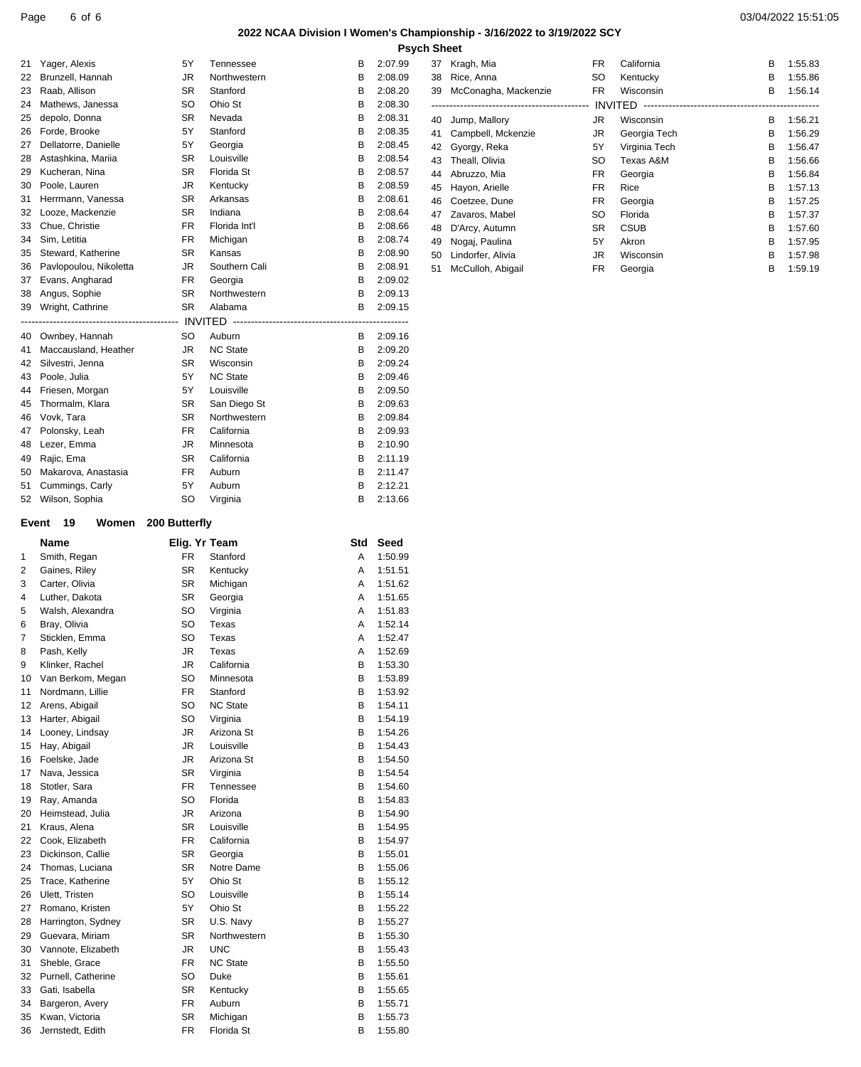## 2022 NCAA Division I Women's Championship - 3/16/2022 to 3/19/2022 SCY

### Psych Sheet

| | Name | Elig. Yr | Team | Std | Seed |
|---|---|---|---|---|---|
| 21 | Yager, Alexis | 5Y | Tennessee | B | 2:07.99 |
| 22 | Brunzell, Hannah | JR | Northwestern | B | 2:08.09 |
| 23 | Raab, Allison | SR | Stanford | B | 2:08.20 |
| 24 | Mathews, Janessa | SO | Ohio St | B | 2:08.30 |
| 25 | depolo, Donna | SR | Nevada | B | 2:08.31 |
| 26 | Forde, Brooke | 5Y | Stanford | B | 2:08.35 |
| 27 | Dellatorre, Danielle | 5Y | Georgia | B | 2:08.45 |
| 28 | Astashkina, Mariia | SR | Louisville | B | 2:08.54 |
| 29 | Kucheran, Nina | SR | Florida St | B | 2:08.57 |
| 30 | Poole, Lauren | JR | Kentucky | B | 2:08.59 |
| 31 | Herrmann, Vanessa | SR | Arkansas | B | 2:08.61 |
| 32 | Looze, Mackenzie | SR | Indiana | B | 2:08.64 |
| 33 | Chue, Christie | FR | Florida Int'l | B | 2:08.66 |
| 34 | Sim, Letitia | FR | Michigan | B | 2:08.74 |
| 35 | Steward, Katherine | SR | Kansas | B | 2:08.90 |
| 36 | Pavlopoulou, Nikoletta | JR | Southern Cali | B | 2:08.91 |
| 37 | Evans, Angharad | FR | Georgia | B | 2:09.02 |
| 38 | Angus, Sophie | SR | Northwestern | B | 2:09.13 |
| 39 | Wright, Cathrine | SR | Alabama | B | 2:09.15 |
| | INVITED | | | | |
| 40 | Ownbey, Hannah | SO | Auburn | B | 2:09.16 |
| 41 | Maccausland, Heather | JR | NC State | B | 2:09.20 |
| 42 | Silvestri, Jenna | SR | Wisconsin | B | 2:09.24 |
| 43 | Poole, Julia | 5Y | NC State | B | 2:09.46 |
| 44 | Friesen, Morgan | 5Y | Louisville | B | 2:09.50 |
| 45 | Thormalm, Klara | SR | San Diego St | B | 2:09.63 |
| 46 | Vovk, Tara | SR | Northwestern | B | 2:09.84 |
| 47 | Polonsky, Leah | FR | California | B | 2:09.93 |
| 48 | Lezer, Emma | JR | Minnesota | B | 2:10.90 |
| 49 | Rajic, Ema | SR | California | B | 2:11.19 |
| 50 | Makarova, Anastasia | FR | Auburn | B | 2:11.47 |
| 51 | Cummings, Carly | 5Y | Auburn | B | 2:12.21 |
| 52 | Wilson, Sophia | SO | Virginia | B | 2:13.66 |

### Event 19 Women 200 Butterfly

| | Name | Elig. Yr | Team | Std | Seed |
|---|---|---|---|---|---|
| 1 | Smith, Regan | FR | Stanford | A | 1:50.99 |
| 2 | Gaines, Riley | SR | Kentucky | A | 1:51.51 |
| 3 | Carter, Olivia | SR | Michigan | A | 1:51.62 |
| 4 | Luther, Dakota | SR | Georgia | A | 1:51.65 |
| 5 | Walsh, Alexandra | SO | Virginia | A | 1:51.83 |
| 6 | Bray, Olivia | SO | Texas | A | 1:52.14 |
| 7 | Sticklen, Emma | SO | Texas | A | 1:52.47 |
| 8 | Pash, Kelly | JR | Texas | A | 1:52.69 |
| 9 | Klinker, Rachel | JR | California | B | 1:53.30 |
| 10 | Van Berkom, Megan | SO | Minnesota | B | 1:53.89 |
| 11 | Nordmann, Lillie | FR | Stanford | B | 1:53.92 |
| 12 | Arens, Abigail | SO | NC State | B | 1:54.11 |
| 13 | Harter, Abigail | SO | Virginia | B | 1:54.19 |
| 14 | Looney, Lindsay | JR | Arizona St | B | 1:54.26 |
| 15 | Hay, Abigail | JR | Louisville | B | 1:54.43 |
| 16 | Foelske, Jade | JR | Arizona St | B | 1:54.50 |
| 17 | Nava, Jessica | SR | Virginia | B | 1:54.54 |
| 18 | Stotler, Sara | FR | Tennessee | B | 1:54.60 |
| 19 | Ray, Amanda | SO | Florida | B | 1:54.83 |
| 20 | Heimstead, Julia | JR | Arizona | B | 1:54.90 |
| 21 | Kraus, Alena | SR | Louisville | B | 1:54.95 |
| 22 | Cook, Elizabeth | FR | California | B | 1:54.97 |
| 23 | Dickinson, Callie | SR | Georgia | B | 1:55.01 |
| 24 | Thomas, Luciana | SR | Notre Dame | B | 1:55.06 |
| 25 | Trace, Katherine | 5Y | Ohio St | B | 1:55.12 |
| 26 | Ulett, Tristen | SO | Louisville | B | 1:55.14 |
| 27 | Romano, Kristen | 5Y | Ohio St | B | 1:55.22 |
| 28 | Harrington, Sydney | SR | U.S. Navy | B | 1:55.27 |
| 29 | Guevara, Miriam | SR | Northwestern | B | 1:55.30 |
| 30 | Vannote, Elizabeth | JR | UNC | B | 1:55.43 |
| 31 | Sheble, Grace | FR | NC State | B | 1:55.50 |
| 32 | Purnell, Catherine | SO | Duke | B | 1:55.61 |
| 33 | Gati, Isabella | SR | Kentucky | B | 1:55.65 |
| 34 | Bargeron, Avery | FR | Auburn | B | 1:55.71 |
| 35 | Kwan, Victoria | SR | Michigan | B | 1:55.73 |
| 36 | Jernstedt, Edith | FR | Florida St | B | 1:55.80 |
| 37 | Kragh, Mia | FR | California | B | 1:55.83 |
| 38 | Rice, Anna | SO | Kentucky | B | 1:55.86 |
| 39 | McConagha, Mackenzie | FR | Wisconsin | B | 1:56.14 |
| | INVITED | | | | |
| 40 | Jump, Mallory | JR | Wisconsin | B | 1:56.21 |
| 41 | Campbell, Mckenzie | JR | Georgia Tech | B | 1:56.29 |
| 42 | Gyorgy, Reka | 5Y | Virginia Tech | B | 1:56.47 |
| 43 | Theall, Olivia | SO | Texas A&M | B | 1:56.66 |
| 44 | Abruzzo, Mia | FR | Georgia | B | 1:56.84 |
| 45 | Hayon, Arielle | FR | Rice | B | 1:57.13 |
| 46 | Coetzee, Dune | FR | Georgia | B | 1:57.25 |
| 47 | Zavaros, Mabel | SO | Florida | B | 1:57.37 |
| 48 | D'Arcy, Autumn | SR | CSUB | B | 1:57.60 |
| 49 | Nogaj, Paulina | 5Y | Akron | B | 1:57.95 |
| 50 | Lindorfer, Alivia | JR | Wisconsin | B | 1:57.98 |
| 51 | McCulloh, Abigail | FR | Georgia | B | 1:59.19 |